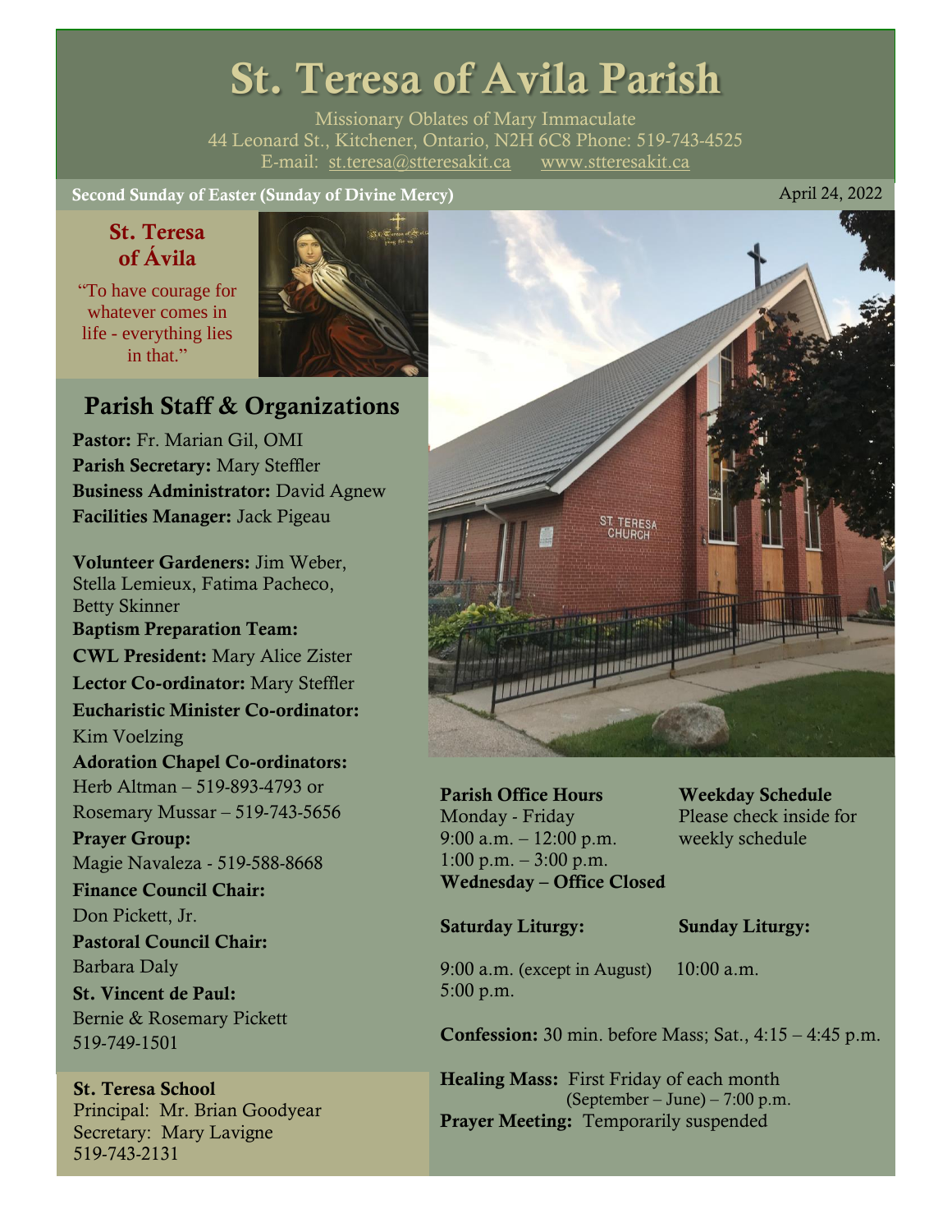# St. Teresa of Avila Parish

Missionary Oblates of Mary Immaculate
44 Leonard St., Kitchener, Ontario, N2H 6C8 Phone: 519-743-4525
E-mail: st.teresa@stteresakit.ca www.stteresakit.ca

**Second Sunday of Easter (Sunday of Divine Mercy)** April 24, 2022

### St. Teresa of Ávila

"To have courage for whatever comes in life - everything lies in that."

## Parish Staff & Organizations

**Pastor:** Fr. Marian Gil, OMI
**Parish Secretary:** Mary Steffler
**Business Administrator:** David Agnew
**Facilities Manager:** Jack Pigeau

**Volunteer Gardeners:** Jim Weber, Stella Lemieux, Fatima Pacheco, Betty Skinner
**Baptism Preparation Team:**
**CWL President:** Mary Alice Zister
**Lector Co-ordinator:** Mary Steffler
**Eucharistic Minister Co-ordinator:** Kim Voelzing
**Adoration Chapel Co-ordinators:** Herb Altman – 519-893-4793 or Rosemary Mussar – 519-743-5656
**Prayer Group:** Magie Navaleza - 519-588-8668
**Finance Council Chair:** Don Pickett, Jr.
**Pastoral Council Chair:** Barbara Daly
**St. Vincent de Paul:** Bernie & Rosemary Pickett 519-749-1501

**St. Teresa School**
Principal: Mr. Brian Goodyear
Secretary: Mary Lavigne
519-743-2131

**Parish Office Hours**
Monday - Friday
9:00 a.m. – 12:00 p.m.
1:00 p.m. – 3:00 p.m.
**Wednesday – Office Closed**

**Weekday Schedule**
Please check inside for weekly schedule

**Saturday Liturgy:**
9:00 a.m. (except in August)
5:00 p.m.

**Sunday Liturgy:**
10:00 a.m.

**Confession:** 30 min. before Mass; Sat., 4:15 – 4:45 p.m.

**Healing Mass:** First Friday of each month (September – June) – 7:00 p.m.
**Prayer Meeting:** Temporarily suspended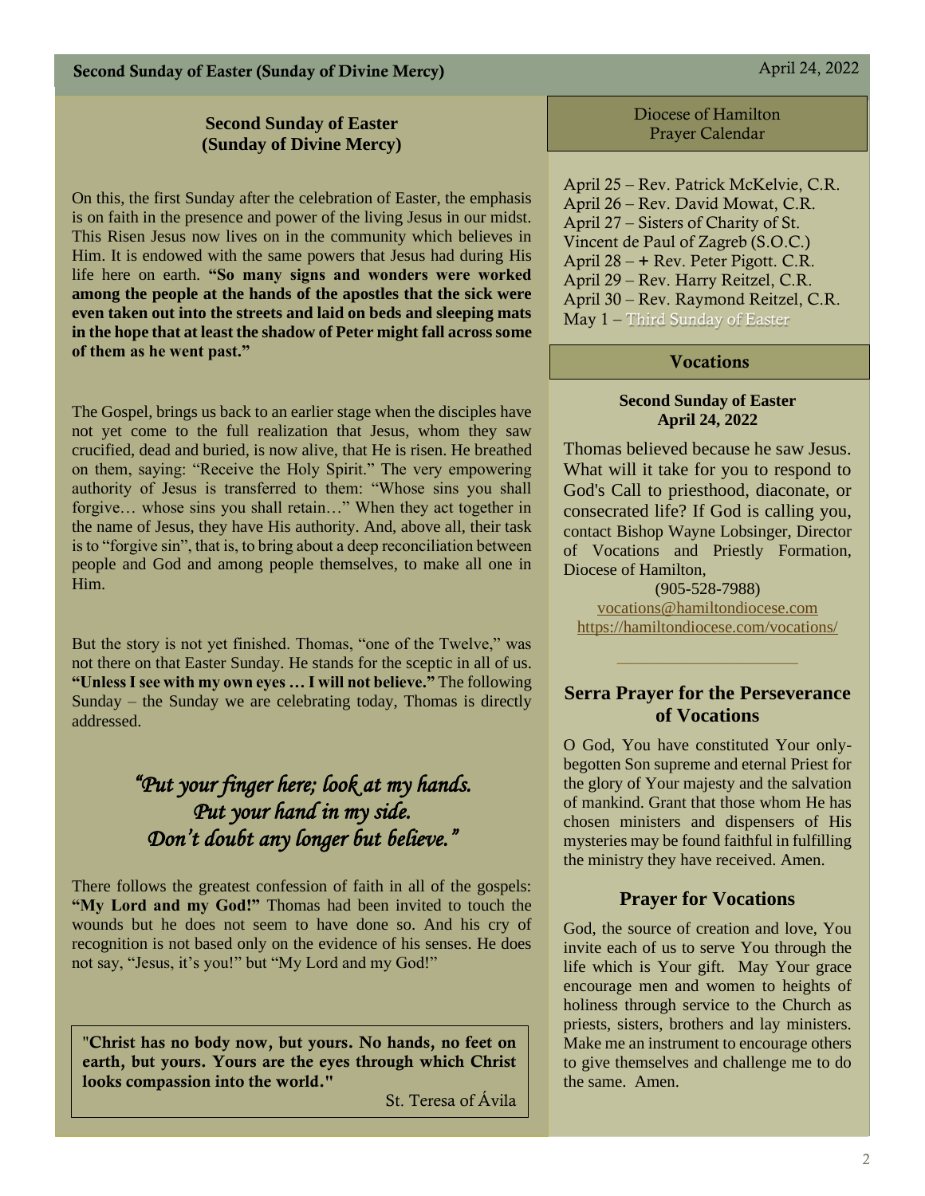## Second Sunday of Easter (Sunday of Divine Mercy)

On this, the first Sunday after the celebration of Easter, the emphasis is on faith in the presence and power of the living Jesus in our midst. This Risen Jesus now lives on in the community which believes in Him. It is endowed with the same powers that Jesus had during His life here on earth. **"So many signs and wonders were worked among the people at the hands of the apostles that the sick were even taken out into the streets and laid on beds and sleeping mats in the hope that at least the shadow of Peter might fall across some of them as he went past."**

The Gospel, brings us back to an earlier stage when the disciples have not yet come to the full realization that Jesus, whom they saw crucified, dead and buried, is now alive, that He is risen. He breathed on them, saying: "Receive the Holy Spirit." The very empowering authority of Jesus is transferred to them: "Whose sins you shall forgive… whose sins you shall retain…" When they act together in the name of Jesus, they have His authority. And, above all, their task is to "forgive sin", that is, to bring about a deep reconciliation between people and God and among people themselves, to make all one in Him.

But the story is not yet finished. Thomas, "one of the Twelve," was not there on that Easter Sunday. He stands for the sceptic in all of us. **"Unless I see with my own eyes … I will not believe."** The following Sunday – the Sunday we are celebrating today, Thomas is directly addressed.

*"Put your finger here; look at my hands.
Put your hand in my side.
Don't doubt any longer but believe."*

There follows the greatest confession of faith in all of the gospels: **"My Lord and my God!"** Thomas had been invited to touch the wounds but he does not seem to have done so. And his cry of recognition is not based only on the evidence of his senses. He does not say, "Jesus, it's you!" but "My Lord and my God!"

> **"Christ has no body now, but yours. No hands, no feet on earth, but yours. Yours are the eyes through which Christ looks compassion into the world."**
>
> St. Teresa of Ávila

## Diocese of Hamilton Prayer Calendar

April 25 – Rev. Patrick McKelvie, C.R.
April 26 – Rev. David Mowat, C.R.
April 27 – Sisters of Charity of St. Vincent de Paul of Zagreb (S.O.C.)
April 28 – + Rev. Peter Pigott. C.R.
April 29 – Rev. Harry Reitzel, C.R.
April 30 – Rev. Raymond Reitzel, C.R.
May 1 – Third Sunday of Easter

## Vocations

**Second Sunday of Easter**
**April 24, 2022**

Thomas believed because he saw Jesus. What will it take for you to respond to God's Call to priesthood, diaconate, or consecrated life? If God is calling you, contact Bishop Wayne Lobsinger, Director of Vocations and Priestly Formation, Diocese of Hamilton,
(905-528-7988)
vocations@hamiltondiocese.com
https://hamiltondiocese.com/vocations/

## Serra Prayer for the Perseverance of Vocations

O God, You have constituted Your only-begotten Son supreme and eternal Priest for the glory of Your majesty and the salvation of mankind. Grant that those whom He has chosen ministers and dispensers of His mysteries may be found faithful in fulfilling the ministry they have received. Amen.

## Prayer for Vocations

God, the source of creation and love, You invite each of us to serve You through the life which is Your gift. May Your grace encourage men and women to heights of holiness through service to the Church as priests, sisters, brothers and lay ministers. Make me an instrument to encourage others to give themselves and challenge me to do the same. Amen.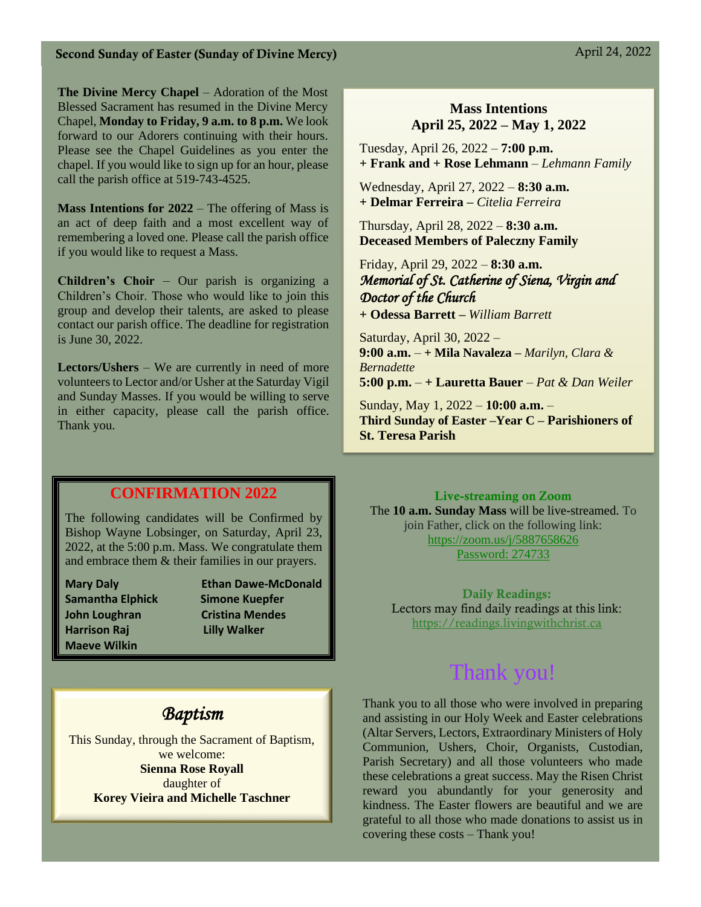**Second Sunday of Easter (Sunday of Divine Mercy)** April 24, 2022

**The Divine Mercy Chapel** – Adoration of the Most Blessed Sacrament has resumed in the Divine Mercy Chapel, **Monday to Friday, 9 a.m. to 8 p.m.** We look forward to our Adorers continuing with their hours. Please see the Chapel Guidelines as you enter the chapel. If you would like to sign up for an hour, please call the parish office at 519-743-4525.

**Mass Intentions for 2022** – The offering of Mass is an act of deep faith and a most excellent way of remembering a loved one. Please call the parish office if you would like to request a Mass.

**Children's Choir** – Our parish is organizing a Children's Choir. Those who would like to join this group and develop their talents, are asked to please contact our parish office. The deadline for registration is June 30, 2022.

**Lectors/Ushers** – We are currently in need of more volunteers to Lector and/or Usher at the Saturday Vigil and Sunday Masses. If you would be willing to serve in either capacity, please call the parish office. Thank you.

## Mass Intentions
## April 25, 2022 – May 1, 2022

Tuesday, April 26, 2022 – **7:00 p.m.**
**+ Frank and + Rose Lehmann** – *Lehmann Family*

Wednesday, April 27, 2022 – **8:30 a.m.**
**+ Delmar Ferreira –** *Citelia Ferreira*

Thursday, April 28, 2022 – **8:30 a.m.**
**Deceased Members of Paleczny Family**

Friday, April 29, 2022 – **8:30 a.m.**
*Memorial of St. Catherine of Siena, Virgin and Doctor of the Church*
**+ Odessa Barrett –** *William Barrett*

Saturday, April 30, 2022 –
**9:00 a.m.** – **+ Mila Navaleza –** *Marilyn, Clara & Bernadette*
**5:00 p.m.** – **+ Lauretta Bauer** – *Pat & Dan Weiler*

Sunday, May 1, 2022 – **10:00 a.m.** –
**Third Sunday of Easter –Year C – Parishioners of St. Teresa Parish**

## CONFIRMATION 2022

The following candidates will be Confirmed by Bishop Wayne Lobsinger, on Saturday, April 23, 2022, at the 5:00 p.m. Mass. We congratulate them and embrace them & their families in our prayers.

**Mary Daly**
**Ethan Dawe-McDonald**
**Samantha Elphick**
**Simone Kuepfer**
**John Loughran**
**Cristina Mendes**
**Harrison Raj**
**Lilly Walker**
**Maeve Wilkin**

## *Baptism*

This Sunday, through the Sacrament of Baptism, we welcome:
**Sienna Rose Royall**
daughter of
**Korey Vieira and Michelle Taschner**

**Live-streaming on Zoom**
The **10 a.m. Sunday Mass** will be live-streamed. To join Father, click on the following link:
https://zoom.us/j/5887658626
Password: 274733

**Daily Readings:**
Lectors may find daily readings at this link:
https://readings.livingwithchrist.ca

# Thank you!

Thank you to all those who were involved in preparing and assisting in our Holy Week and Easter celebrations (Altar Servers, Lectors, Extraordinary Ministers of Holy Communion, Ushers, Choir, Organists, Custodian, Parish Secretary) and all those volunteers who made these celebrations a great success. May the Risen Christ reward you abundantly for your generosity and kindness. The Easter flowers are beautiful and we are grateful to all those who made donations to assist us in covering these costs – Thank you!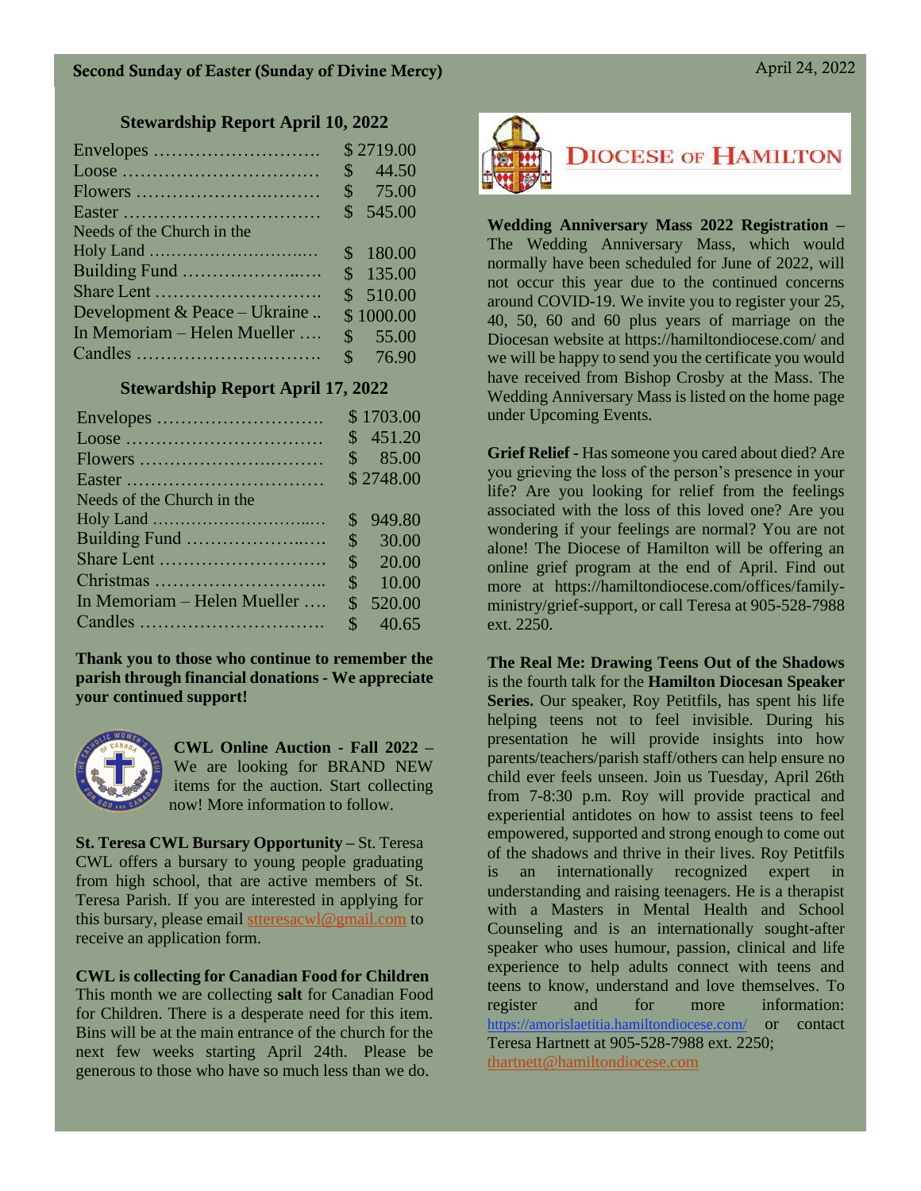## Stewardship Report April 10, 2022

| Item | Amount |
|---|---|
| Envelopes | $ 2719.00 |
| Loose | $ 44.50 |
| Flowers | $ 75.00 |
| Easter | $ 545.00 |
| Needs of the Church in the Holy Land | $ 180.00 |
| Building Fund | $ 135.00 |
| Share Lent | $ 510.00 |
| Development & Peace – Ukraine | $ 1000.00 |
| In Memoriam – Helen Mueller | $ 55.00 |
| Candles | $ 76.90 |

## Stewardship Report April 17, 2022

| Item | Amount |
|---|---|
| Envelopes | $ 1703.00 |
| Loose | $ 451.20 |
| Flowers | $ 85.00 |
| Easter | $ 2748.00 |
| Needs of the Church in the Holy Land | $ 949.80 |
| Building Fund | $ 30.00 |
| Share Lent | $ 20.00 |
| Christmas | $ 10.00 |
| In Memoriam – Helen Mueller | $ 520.00 |
| Candles | $ 40.65 |

**Thank you to those who continue to remember the parish through financial donations - We appreciate your continued support!**

**CWL Online Auction - Fall 2022 –** We are looking for BRAND NEW items for the auction. Start collecting now! More information to follow.

**St. Teresa CWL Bursary Opportunity –** St. Teresa CWL offers a bursary to young people graduating from high school, that are active members of St. Teresa Parish. If you are interested in applying for this bursary, please email stteresacwl@gmail.com to receive an application form.

**CWL is collecting for Canadian Food for Children**
This month we are collecting **salt** for Canadian Food for Children. There is a desperate need for this item. Bins will be at the main entrance of the church for the next few weeks starting April 24th. Please be generous to those who have so much less than we do.

**DIOCESE OF HAMILTON**

**Wedding Anniversary Mass 2022 Registration –** The Wedding Anniversary Mass, which would normally have been scheduled for June of 2022, will not occur this year due to the continued concerns around COVID-19. We invite you to register your 25, 40, 50, 60 and 60 plus years of marriage on the Diocesan website at https://hamiltondiocese.com/ and we will be happy to send you the certificate you would have received from Bishop Crosby at the Mass. The Wedding Anniversary Mass is listed on the home page under Upcoming Events.

**Grief Relief -** Has someone you cared about died? Are you grieving the loss of the person's presence in your life? Are you looking for relief from the feelings associated with the loss of this loved one? Are you wondering if your feelings are normal? You are not alone! The Diocese of Hamilton will be offering an online grief program at the end of April. Find out more at https://hamiltondiocese.com/offices/family-ministry/grief-support, or call Teresa at 905-528-7988 ext. 2250.

**The Real Me: Drawing Teens Out of the Shadows** is the fourth talk for the **Hamilton Diocesan Speaker Series.** Our speaker, Roy Petitfils, has spent his life helping teens not to feel invisible. During his presentation he will provide insights into how parents/teachers/parish staff/others can help ensure no child ever feels unseen. Join us Tuesday, April 26th from 7-8:30 p.m. Roy will provide practical and experiential antidotes on how to assist teens to feel empowered, supported and strong enough to come out of the shadows and thrive in their lives. Roy Petitfils is an internationally recognized expert in understanding and raising teenagers. He is a therapist with a Masters in Mental Health and School Counseling and is an internationally sought-after speaker who uses humour, passion, clinical and life experience to help adults connect with teens and teens to know, understand and love themselves. To register and for more information: https://amorislaetitia.hamiltondiocese.com/ or contact Teresa Hartnett at 905-528-7988 ext. 2250; thartnett@hamiltondiocese.com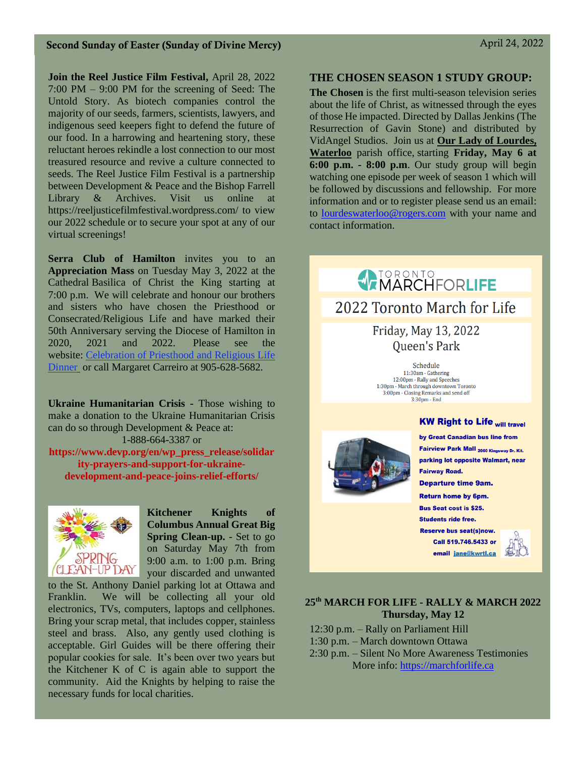**Join the Reel Justice Film Festival,** April 28, 2022 7:00 PM – 9:00 PM for the screening of Seed: The Untold Story. As biotech companies control the majority of our seeds, farmers, scientists, lawyers, and indigenous seed keepers fight to defend the future of our food. In a harrowing and heartening story, these reluctant heroes rekindle a lost connection to our most treasured resource and revive a culture connected to seeds. The Reel Justice Film Festival is a partnership between Development & Peace and the Bishop Farrell Library & Archives. Visit us online at https://reeljusticefilmfestival.wordpress.com/ to view our 2022 schedule or to secure your spot at any of our virtual screenings!

**Serra Club of Hamilton** invites you to an **Appreciation Mass** on Tuesday May 3, 2022 at the Cathedral Basilica of Christ the King starting at 7:00 p.m. We will celebrate and honour our brothers and sisters who have chosen the Priesthood or Consecrated/Religious Life and have marked their 50th Anniversary serving the Diocese of Hamilton in 2020, 2021 and 2022. Please see the website: Celebration of Priesthood and Religious Life Dinner or call Margaret Carreiro at 905-628-5682.

**Ukraine Humanitarian Crisis** - Those wishing to make a donation to the Ukraine Humanitarian Crisis can do so through Development & Peace at:

1-888-664-3387 or

**https://www.devp.org/en/wp_press_release/solidarity-prayers-and-support-for-ukraine-development-and-peace-joins-relief-efforts/**

**Kitchener Knights of Columbus Annual Great Big Spring Clean-up.** - Set to go on Saturday May 7th from 9:00 a.m. to 1:00 p.m. Bring your discarded and unwanted to the St. Anthony Daniel parking lot at Ottawa and Franklin. We will be collecting all your old electronics, TVs, computers, laptops and cellphones. Bring your scrap metal, that includes copper, stainless steel and brass. Also, any gently used clothing is acceptable. Girl Guides will be there offering their popular cookies for sale. It's been over two years but the Kitchener K of C is again able to support the community. Aid the Knights by helping to raise the necessary funds for local charities.

## THE CHOSEN SEASON 1 STUDY GROUP:

**The Chosen** is the first multi-season television series about the life of Christ, as witnessed through the eyes of those He impacted. Directed by Dallas Jenkins (The Resurrection of Gavin Stone) and distributed by VidAngel Studios. Join us at **Our Lady of Lourdes, Waterloo** parish office, starting **Friday, May 6 at 6:00 p.m. - 8:00 p.m**. Our study group will begin watching one episode per week of season 1 which will be followed by discussions and fellowship. For more information and or to register please send us an email: to lourdeswaterloo@rogers.com with your name and contact information.

**TORONTO MARCH FOR LIFE**

## 2022 Toronto March for Life

Friday, May 13, 2022
Queen's Park

Schedule
11:30am - Gathering
12:00pm - Rally and Speeches
1:30pm - March through downtown Toronto
3:00pm - Closing Remarks and send off
3:30pm - End

**KW Right to Life** will travel by Great Canadian bus line from Fairview Park Mall 2960 Kingsway Dr. Kit. parking lot opposite Walmart, near Fairway Road.
**Departure time 9am.**
**Return home by 6pm.**
**Bus Seat cost is $25.**
**Students ride free.**
**Reserve bus seat(s)now.**
**Call 519.746.5433 or email jane@kwrtl.ca**

### 25th MARCH FOR LIFE - RALLY & MARCH 2022 Thursday, May 12

12:30 p.m. – Rally on Parliament Hill
1:30 p.m. – March downtown Ottawa
2:30 p.m. – Silent No More Awareness Testimonies
More info: https://marchforlife.ca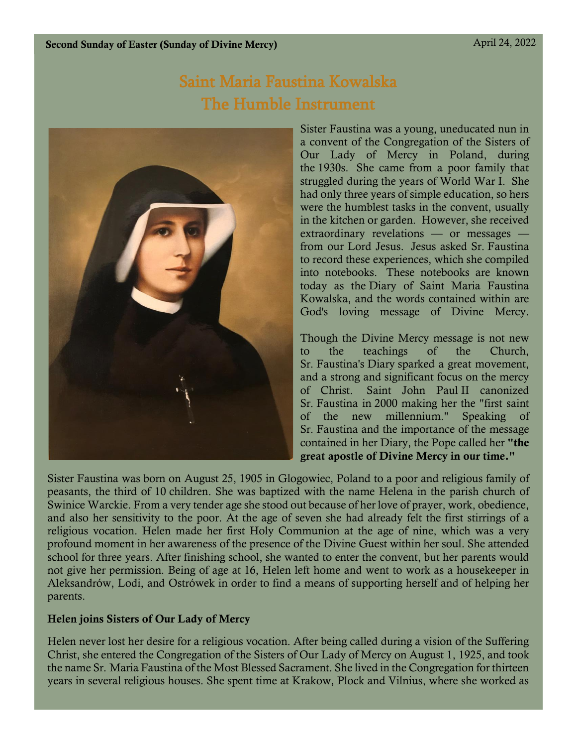Second Sunday of Easter (Sunday of Divine Mercy) April 24, 2022

# Saint Maria Faustina Kowalska
# The Humble Instrument

Sister Faustina was a young, uneducated nun in a convent of the Congregation of the Sisters of Our Lady of Mercy in Poland, during the 1930s. She came from a poor family that struggled during the years of World War I. She had only three years of simple education, so hers were the humblest tasks in the convent, usually in the kitchen or garden. However, she received extraordinary revelations — or messages — from our Lord Jesus. Jesus asked Sr. Faustina to record these experiences, which she compiled into notebooks. These notebooks are known today as the Diary of Saint Maria Faustina Kowalska, and the words contained within are God's loving message of Divine Mercy.

Though the Divine Mercy message is not new to the teachings of the Church, Sr. Faustina's Diary sparked a great movement, and a strong and significant focus on the mercy of Christ. Saint John Paul II canonized Sr. Faustina in 2000 making her the "first saint of the new millennium." Speaking of Sr. Faustina and the importance of the message contained in her Diary, the Pope called her **"the great apostle of Divine Mercy in our time."**

Sister Faustina was born on August 25, 1905 in Glogowiec, Poland to a poor and religious family of peasants, the third of 10 children. She was baptized with the name Helena in the parish church of Swinice Warckie. From a very tender age she stood out because of her love of prayer, work, obedience, and also her sensitivity to the poor. At the age of seven she had already felt the first stirrings of a religious vocation. Helen made her first Holy Communion at the age of nine, which was a very profound moment in her awareness of the presence of the Divine Guest within her soul. She attended school for three years. After finishing school, she wanted to enter the convent, but her parents would not give her permission. Being of age at 16, Helen left home and went to work as a housekeeper in Aleksandrów, Lodi, and Ostrówek in order to find a means of supporting herself and of helping her parents.

**Helen joins Sisters of Our Lady of Mercy**

Helen never lost her desire for a religious vocation. After being called during a vision of the Suffering Christ, she entered the Congregation of the Sisters of Our Lady of Mercy on August 1, 1925, and took the name Sr. Maria Faustina of the Most Blessed Sacrament. She lived in the Congregation for thirteen years in several religious houses. She spent time at Krakow, Plock and Vilnius, where she worked as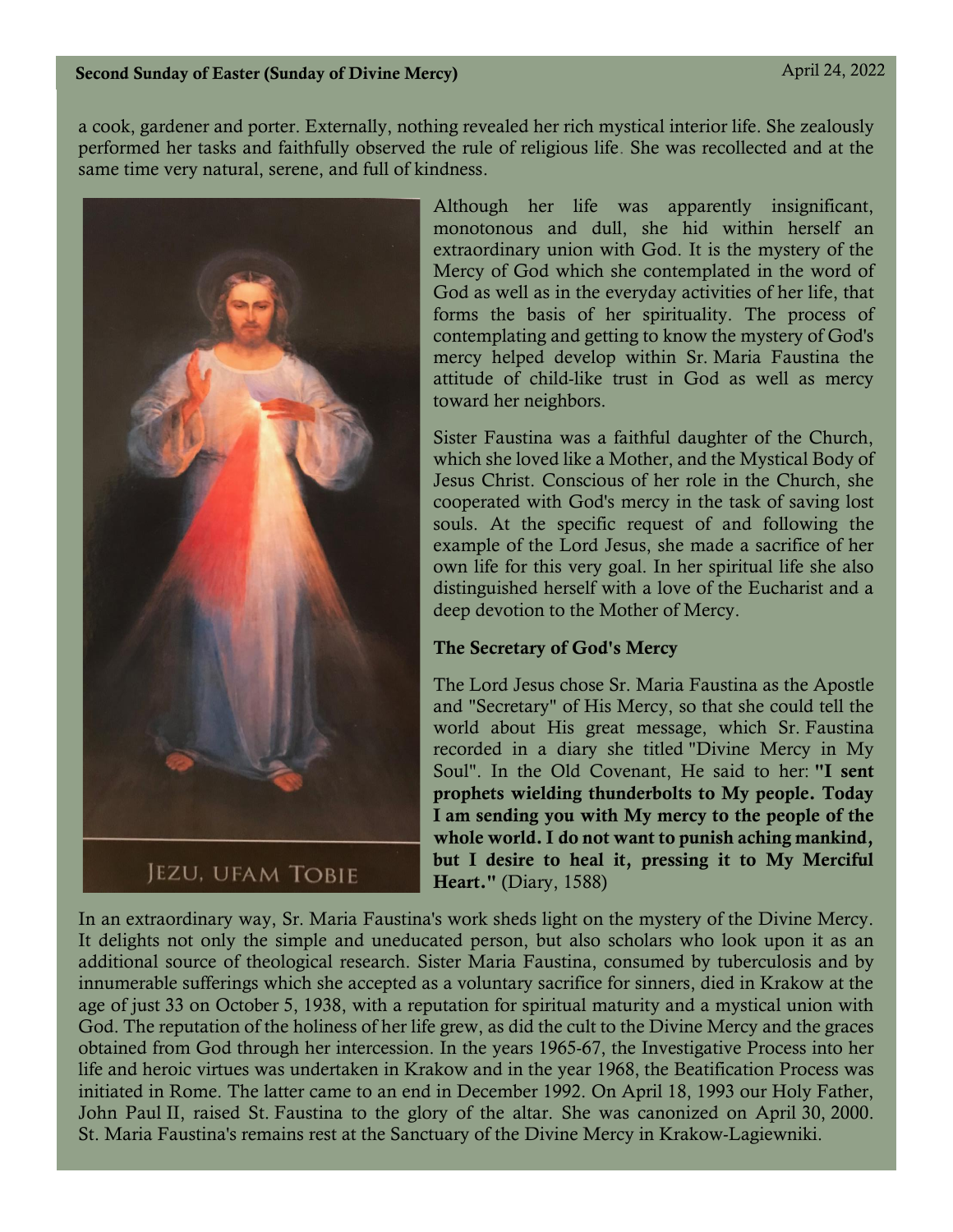a cook, gardener and porter. Externally, nothing revealed her rich mystical interior life. She zealously performed her tasks and faithfully observed the rule of religious life. She was recollected and at the same time very natural, serene, and full of kindness.

Although her life was apparently insignificant, monotonous and dull, she hid within herself an extraordinary union with God. It is the mystery of the Mercy of God which she contemplated in the word of God as well as in the everyday activities of her life, that forms the basis of her spirituality. The process of contemplating and getting to know the mystery of God's mercy helped develop within Sr. Maria Faustina the attitude of child-like trust in God as well as mercy toward her neighbors.

Sister Faustina was a faithful daughter of the Church, which she loved like a Mother, and the Mystical Body of Jesus Christ. Conscious of her role in the Church, she cooperated with God's mercy in the task of saving lost souls. At the specific request of and following the example of the Lord Jesus, she made a sacrifice of her own life for this very goal. In her spiritual life she also distinguished herself with a love of the Eucharist and a deep devotion to the Mother of Mercy.

**The Secretary of God's Mercy**

The Lord Jesus chose Sr. Maria Faustina as the Apostle and "Secretary" of His Mercy, so that she could tell the world about His great message, which Sr. Faustina recorded in a diary she titled "Divine Mercy in My Soul". In the Old Covenant, He said to her: **"I sent prophets wielding thunderbolts to My people. Today I am sending you with My mercy to the people of the whole world. I do not want to punish aching mankind, but I desire to heal it, pressing it to My Merciful Heart."** (Diary, 1588)

JEZU, UFAM TOBIE

In an extraordinary way, Sr. Maria Faustina's work sheds light on the mystery of the Divine Mercy. It delights not only the simple and uneducated person, but also scholars who look upon it as an additional source of theological research. Sister Maria Faustina, consumed by tuberculosis and by innumerable sufferings which she accepted as a voluntary sacrifice for sinners, died in Krakow at the age of just 33 on October 5, 1938, with a reputation for spiritual maturity and a mystical union with God. The reputation of the holiness of her life grew, as did the cult to the Divine Mercy and the graces obtained from God through her intercession. In the years 1965-67, the Investigative Process into her life and heroic virtues was undertaken in Krakow and in the year 1968, the Beatification Process was initiated in Rome. The latter came to an end in December 1992. On April 18, 1993 our Holy Father, John Paul II, raised St. Faustina to the glory of the altar. She was canonized on April 30, 2000. St. Maria Faustina's remains rest at the Sanctuary of the Divine Mercy in Krakow-Lagiewniki.